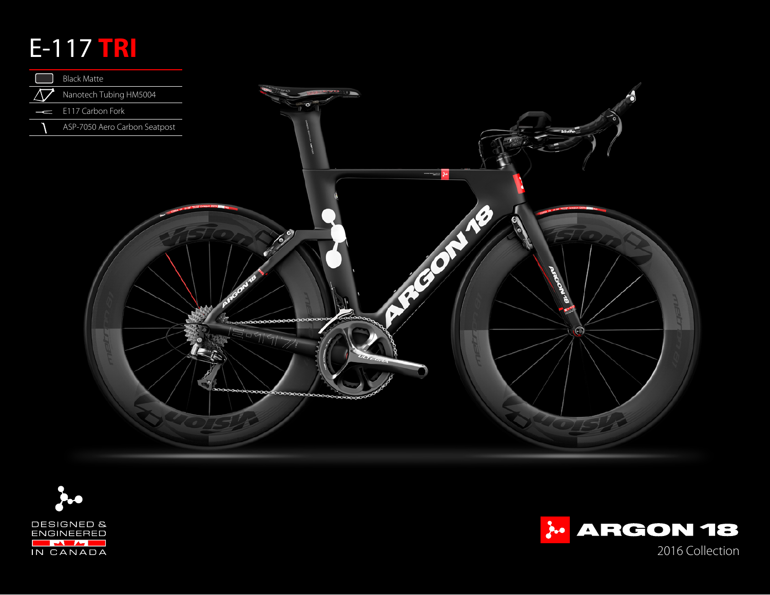# E-117 **TRI**

| | |
|---|---|
| Black Matte | |
| Nanotech Tubing HM5004 | |
| E117 Carbon Fork | |
| ASP-7050 Aero Carbon Seatpost | |

DESIGNED & ENGINEERED IN CANADA

ARGON 18

2016 Collection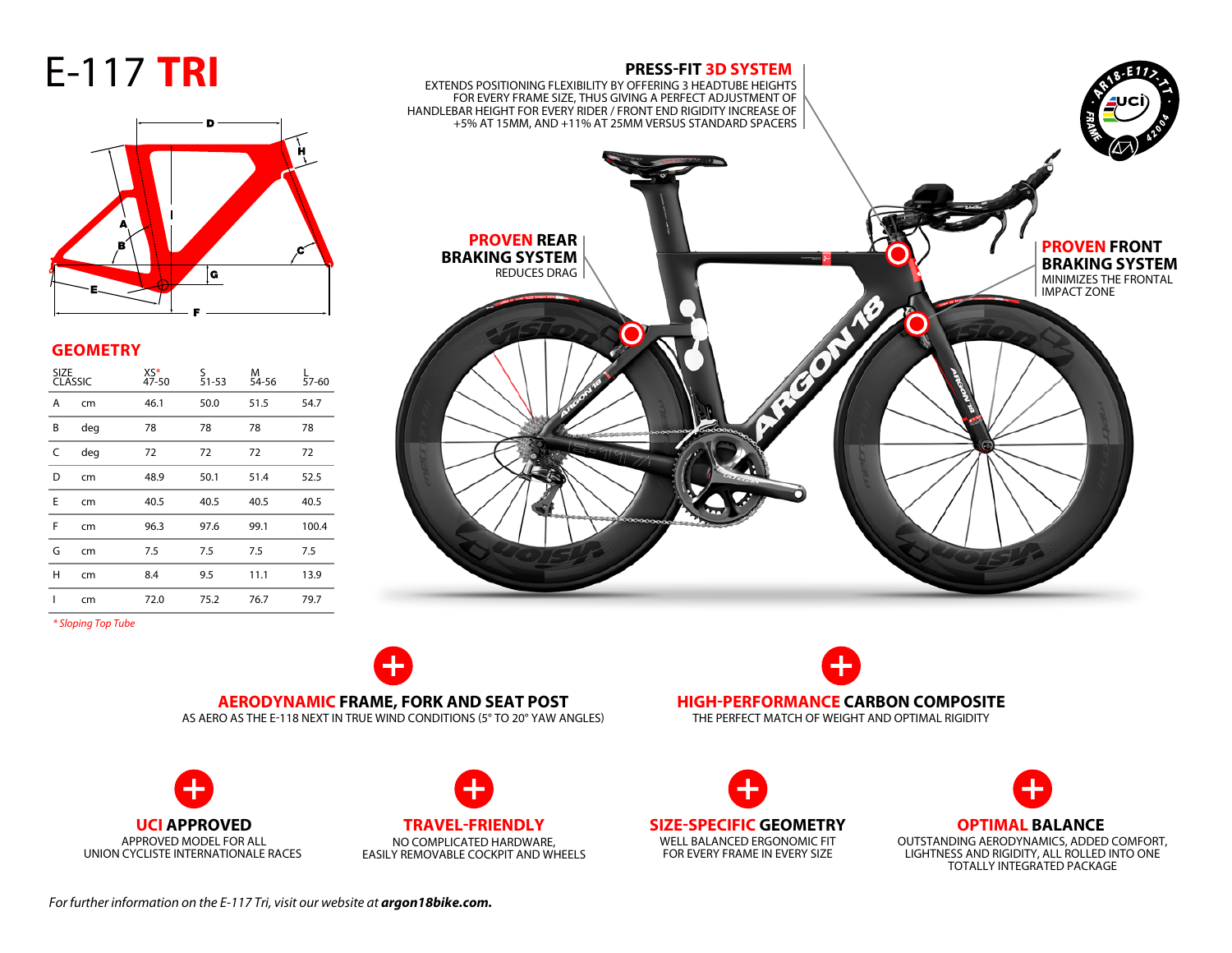# E-117 **TRI**

D

H

A

I

B

C

G

E

F

## GEOMETRY

| SIZE CLASSIC | | XS* 47-50 | S 51-53 | M 54-56 | L 57-60 |
|---|---|---|---|---|---|
| A | cm | 46.1 | 50.0 | 51.5 | 54.7 |
| B | deg | 78 | 78 | 78 | 78 |
| C | deg | 72 | 72 | 72 | 72 |
| D | cm | 48.9 | 50.1 | 51.4 | 52.5 |
| E | cm | 40.5 | 40.5 | 40.5 | 40.5 |
| F | cm | 96.3 | 97.6 | 99.1 | 100.4 |
| G | cm | 7.5 | 7.5 | 7.5 | 7.5 |
| H | cm | 8.4 | 9.5 | 11.1 | 13.9 |
| I | cm | 72.0 | 75.2 | 76.7 | 79.7 |

*\* Sloping Top Tube*

**PRESS-FIT 3D SYSTEM**

EXTENDS POSITIONING FLEXIBILITY BY OFFERING 3 HEADTUBE HEIGHTS FOR EVERY FRAME SIZE, THUS GIVING A PERFECT ADJUSTMENT OF HANDLEBAR HEIGHT FOR EVERY RIDER / FRONT END RIGIDITY INCREASE OF +5% AT 15MM, AND +11% AT 25MM VERSUS STANDARD SPACERS

AR18-E117-TT · UCI · FRAME · 42004

**PROVEN REAR BRAKING SYSTEM**

REDUCES DRAG

**PROVEN FRONT BRAKING SYSTEM**

MINIMIZES THE FRONTAL IMPACT ZONE

**AERODYNAMIC FRAME, FORK AND SEAT POST**

AS AERO AS THE E-118 NEXT IN TRUE WIND CONDITIONS (5° TO 20° YAW ANGLES)

**HIGH-PERFORMANCE CARBON COMPOSITE**

THE PERFECT MATCH OF WEIGHT AND OPTIMAL RIGIDITY

**UCI APPROVED**

APPROVED MODEL FOR ALL UNION CYCLISTE INTERNATIONALE RACES

**TRAVEL-FRIENDLY**

NO COMPLICATED HARDWARE, EASILY REMOVABLE COCKPIT AND WHEELS

**SIZE-SPECIFIC GEOMETRY**

WELL BALANCED ERGONOMIC FIT FOR EVERY FRAME IN EVERY SIZE

**OPTIMAL BALANCE**

OUTSTANDING AERODYNAMICS, ADDED COMFORT, LIGHTNESS AND RIGIDITY, ALL ROLLED INTO ONE TOTALLY INTEGRATED PACKAGE

*For further information on the E-117 Tri, visit our website at* ***argon18bike.com.***